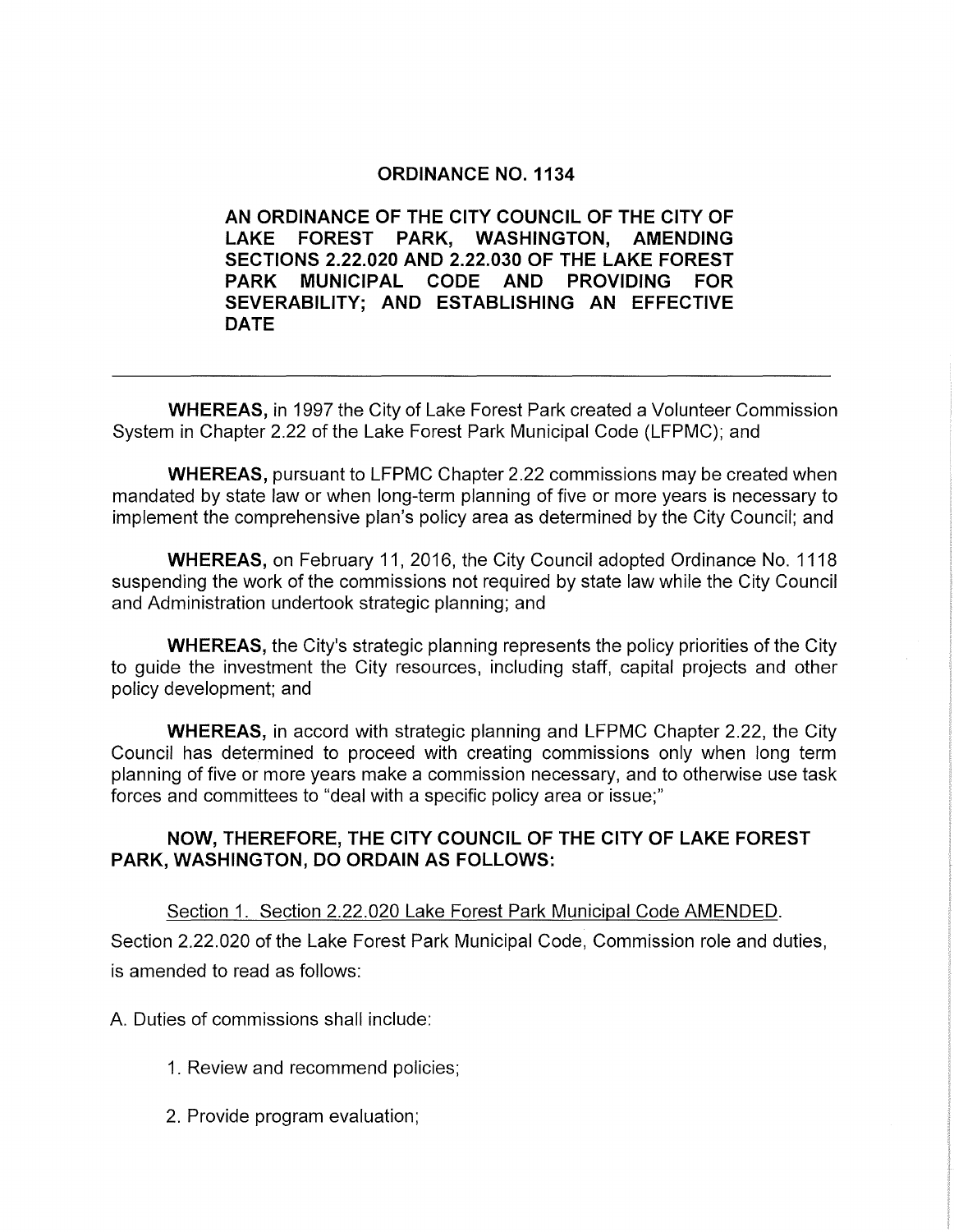# ORDINANCE NO. 1134

**AN ORDINANCE OF THE CITY COUNCIL OF THE CITY OF LAKE FOREST PARK, WASHINGTON, AMENDING SECTIONS 2.22.020 AND 2.22.030 OF THE LAKE FOREST PARK MUNICIPAL CODE AND PROVIDING FOR SEVERABILITY; AND ESTABLISHING AN EFFECTIVE DATE**

---

**WHEREAS,** in 1997 the City of Lake Forest Park created a Volunteer Commission System in Chapter 2.22 of the Lake Forest Park Municipal Code (LFPMC); and

**WHEREAS,** pursuant to LFPMC Chapter 2.22 commissions may be created when mandated by state law or when long-term planning of five or more years is necessary to implement the comprehensive plan's policy area as determined by the City Council; and

**WHEREAS,** on February 11, 2016, the City Council adopted Ordinance No. 1118 suspending the work of the commissions not required by state law while the City Council and Administration undertook strategic planning; and

**WHEREAS,** the City's strategic planning represents the policy priorities of the City to guide the investment the City resources, including staff, capital projects and other policy development; and

**WHEREAS,** in accord with strategic planning and LFPMC Chapter 2.22, the City Council has determined to proceed with creating commissions only when long term planning of five or more years make a commission necessary, and to otherwise use task forces and committees to "deal with a specific policy area or issue;"

**NOW, THEREFORE, THE CITY COUNCIL OF THE CITY OF LAKE FOREST PARK, WASHINGTON, DO ORDAIN AS FOLLOWS:**

Section 1. Section 2.22.020 Lake Forest Park Municipal Code AMENDED.

Section 2.22.020 of the Lake Forest Park Municipal Code, Commission role and duties, is amended to read as follows:

A. Duties of commissions shall include:

1. Review and recommend policies;

2. Provide program evaluation;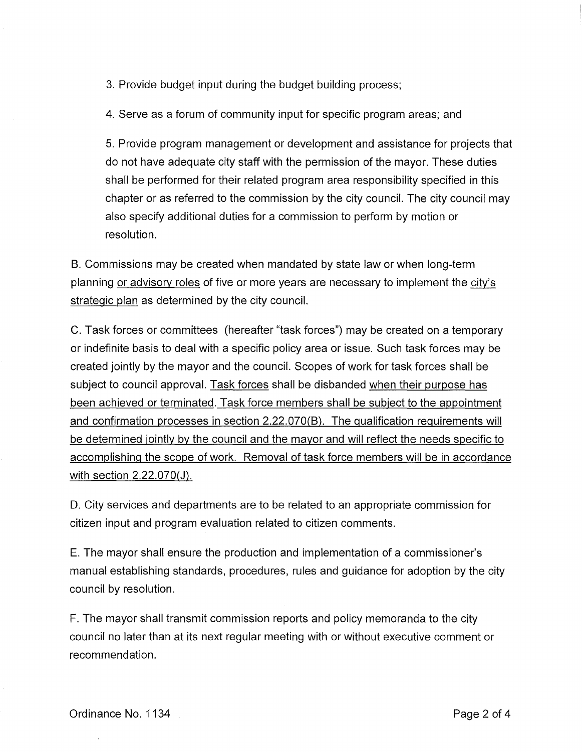3. Provide budget input during the budget building process;

4. Serve as a forum of community input for specific program areas; and

5. Provide program management or development and assistance for projects that do not have adequate city staff with the permission of the mayor. These duties shall be performed for their related program area responsibility specified in this chapter or as referred to the commission by the city council. The city council may also specify additional duties for a commission to perform by motion or resolution.

B. Commissions may be created when mandated by state law or when long-term planning <u>or advisory roles</u> of five or more years are necessary to implement the <u>city's strategic plan</u> as determined by the city council.

C. Task forces or committees (hereafter "task forces") may be created on a temporary or indefinite basis to deal with a specific policy area or issue. Such task forces may be created jointly by the mayor and the council. Scopes of work for task forces shall be subject to council approval. <u>Task forces</u> shall be disbanded <u>when their purpose has been achieved or terminated. Task force members shall be subject to the appointment and confirmation processes in section 2.22.070(B). The qualification requirements will be determined jointly by the council and the mayor and will reflect the needs specific to accomplishing the scope of work. Removal of task force members will be in accordance with section 2.22.070(J).</u>

D. City services and departments are to be related to an appropriate commission for citizen input and program evaluation related to citizen comments.

E. The mayor shall ensure the production and implementation of a commissioner's manual establishing standards, procedures, rules and guidance for adoption by the city council by resolution.

F. The mayor shall transmit commission reports and policy memoranda to the city council no later than at its next regular meeting with or without executive comment or recommendation.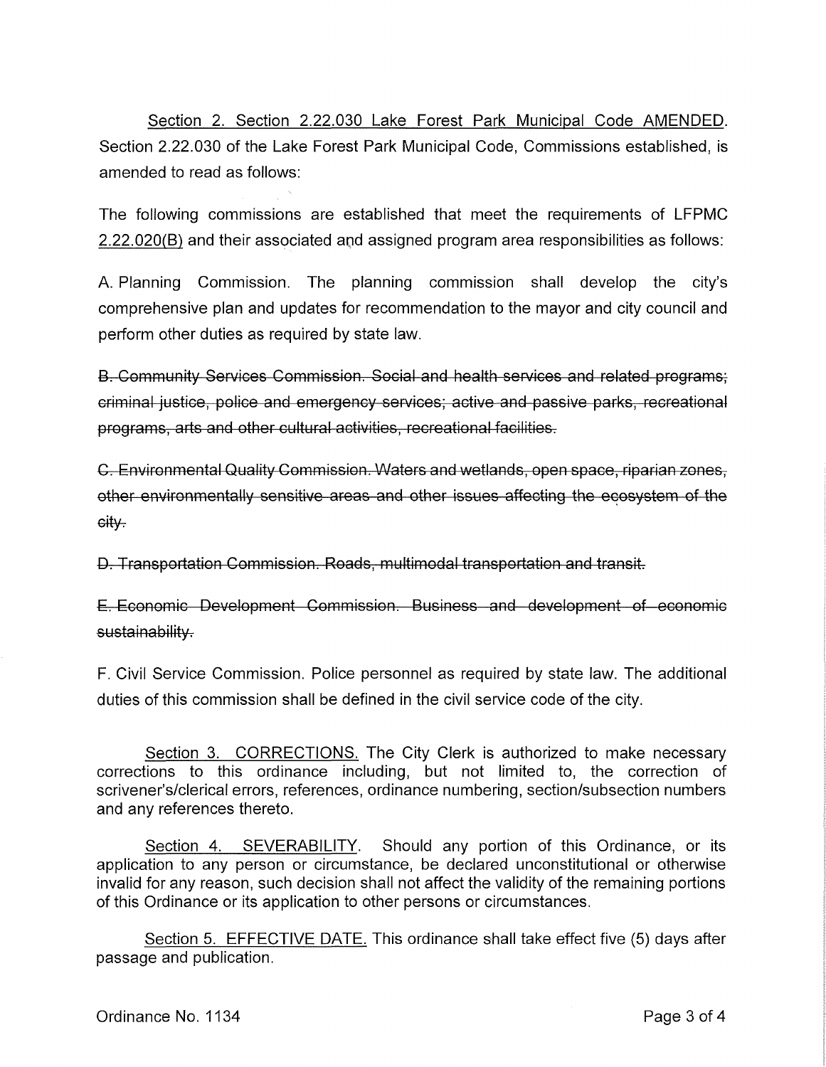Section 2. Section 2.22.030 Lake Forest Park Municipal Code AMENDED. Section 2.22.030 of the Lake Forest Park Municipal Code, Commissions established, is amended to read as follows:

The following commissions are established that meet the requirements of LFPMC 2.22.020(B) and their associated and assigned program area responsibilities as follows:

A. Planning Commission. The planning commission shall develop the city's comprehensive plan and updates for recommendation to the mayor and city council and perform other duties as required by state law.

~~B. Community Services Commission. Social and health services and related programs; criminal justice, police and emergency services; active and passive parks, recreational programs, arts and other cultural activities, recreational facilities.~~

~~C. Environmental Quality Commission. Waters and wetlands, open space, riparian zones, other environmentally sensitive areas and other issues affecting the ecosystem of the city.~~

~~D. Transportation Commission. Roads, multimodal transportation and transit.~~

~~E. Economic Development Commission. Business and development of economic sustainability.~~

F. Civil Service Commission. Police personnel as required by state law. The additional duties of this commission shall be defined in the civil service code of the city.

Section 3. CORRECTIONS. The City Clerk is authorized to make necessary corrections to this ordinance including, but not limited to, the correction of scrivener's/clerical errors, references, ordinance numbering, section/subsection numbers and any references thereto.

Section 4. SEVERABILITY. Should any portion of this Ordinance, or its application to any person or circumstance, be declared unconstitutional or otherwise invalid for any reason, such decision shall not affect the validity of the remaining portions of this Ordinance or its application to other persons or circumstances.

Section 5. EFFECTIVE DATE. This ordinance shall take effect five (5) days after passage and publication.

Ordinance No. 1134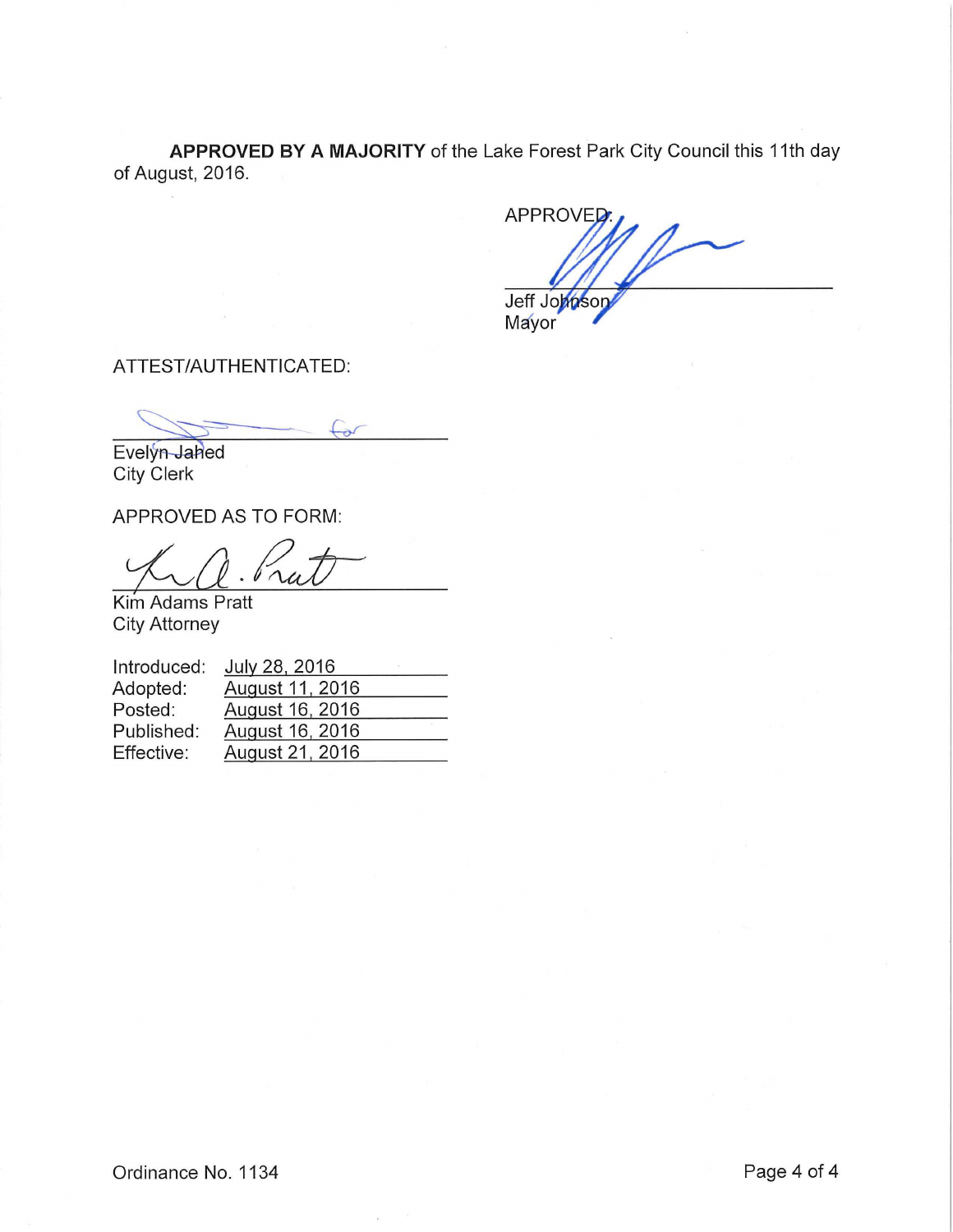**APPROVED BY A MAJORITY** of the Lake Forest Park City Council this 11th day of August, 2016.

APPROVED:

Jeff Johnson
Mayor

ATTEST/AUTHENTICATED:

for

Evelyn Jahed
City Clerk

APPROVED AS TO FORM:

Kim Adams Pratt
City Attorney

| | |
|---|---|
| Introduced: | July 28, 2016 |
| Adopted: | August 11, 2016 |
| Posted: | August 16, 2016 |
| Published: | August 16, 2016 |
| Effective: | August 21, 2016 |

Ordinance No. 1134